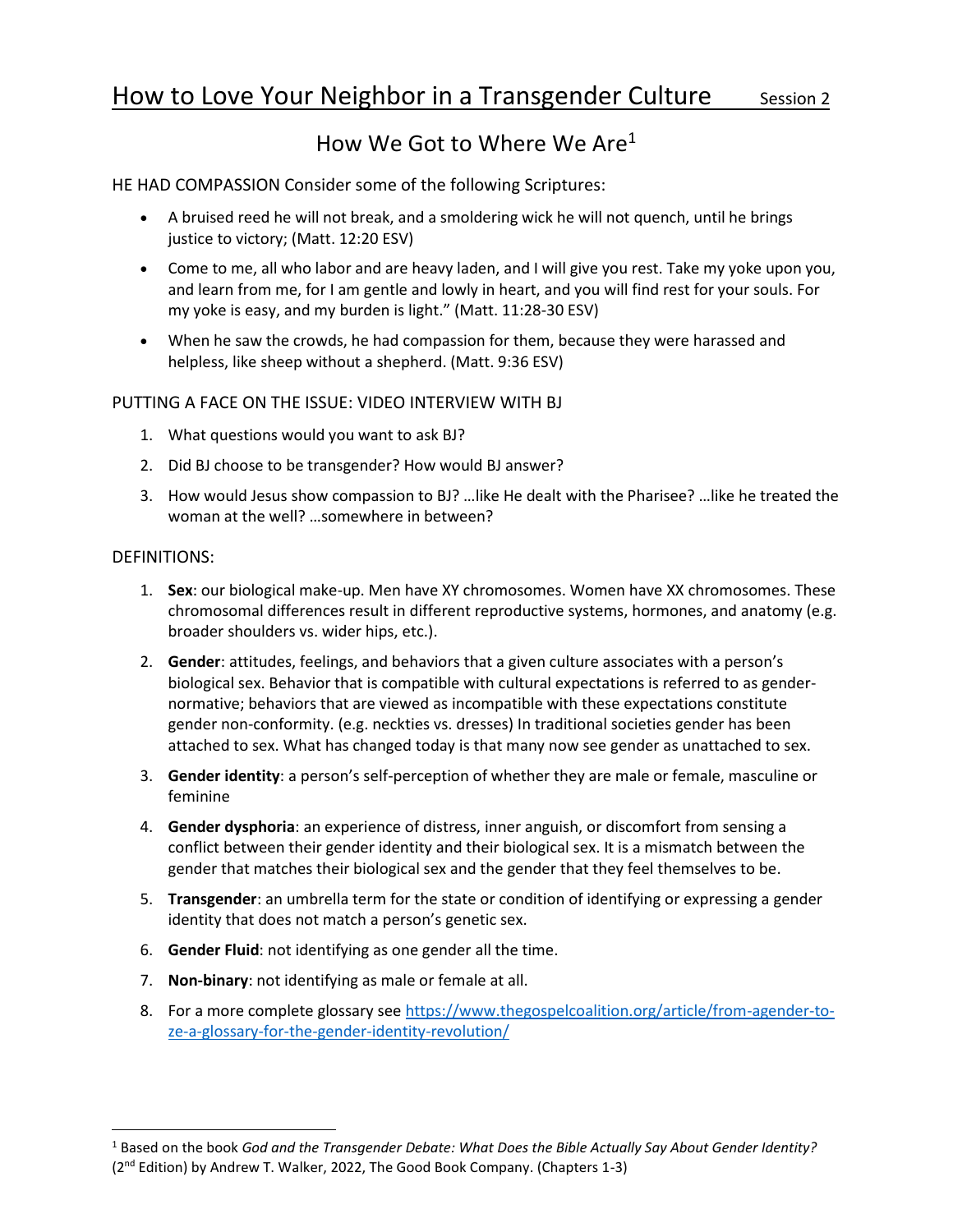# How to Love Your Neighbor in a Transgender Culture Session 2

## How We Got to Where We Are[1]

HE HAD COMPASSION Consider some of the following Scriptures:

- A bruised reed he will not break, and a smoldering wick he will not quench, until he brings justice to victory; (Matt. 12:20 ESV)
- Come to me, all who labor and are heavy laden, and I will give you rest. Take my yoke upon you, and learn from me, for I am gentle and lowly in heart, and you will find rest for your souls. For my yoke is easy, and my burden is light." (Matt. 11:28-30 ESV)
- When he saw the crowds, he had compassion for them, because they were harassed and helpless, like sheep without a shepherd. (Matt. 9:36 ESV)

PUTTING A FACE ON THE ISSUE: VIDEO INTERVIEW WITH BJ

1. What questions would you want to ask BJ?
2. Did BJ choose to be transgender? How would BJ answer?
3. How would Jesus show compassion to BJ? …like He dealt with the Pharisee? …like he treated the woman at the well? …somewhere in between?

DEFINITIONS:

1. **Sex**: our biological make-up. Men have XY chromosomes. Women have XX chromosomes. These chromosomal differences result in different reproductive systems, hormones, and anatomy (e.g. broader shoulders vs. wider hips, etc.).
2. **Gender**: attitudes, feelings, and behaviors that a given culture associates with a person's biological sex. Behavior that is compatible with cultural expectations is referred to as gender-normative; behaviors that are viewed as incompatible with these expectations constitute gender non-conformity. (e.g. neckties vs. dresses) In traditional societies gender has been attached to sex. What has changed today is that many now see gender as unattached to sex.
3. **Gender identity**: a person's self-perception of whether they are male or female, masculine or feminine
4. **Gender dysphoria**: an experience of distress, inner anguish, or discomfort from sensing a conflict between their gender identity and their biological sex. It is a mismatch between the gender that matches their biological sex and the gender that they feel themselves to be.
5. **Transgender**: an umbrella term for the state or condition of identifying or expressing a gender identity that does not match a person's genetic sex.
6. **Gender Fluid**: not identifying as one gender all the time.
7. **Non-binary**: not identifying as male or female at all.
8. For a more complete glossary see https://www.thegospelcoalition.org/article/from-agender-to-ze-a-glossary-for-the-gender-identity-revolution/

---

[1] Based on the book *God and the Transgender Debate: What Does the Bible Actually Say About Gender Identity?* (2nd Edition) by Andrew T. Walker, 2022, The Good Book Company. (Chapters 1-3)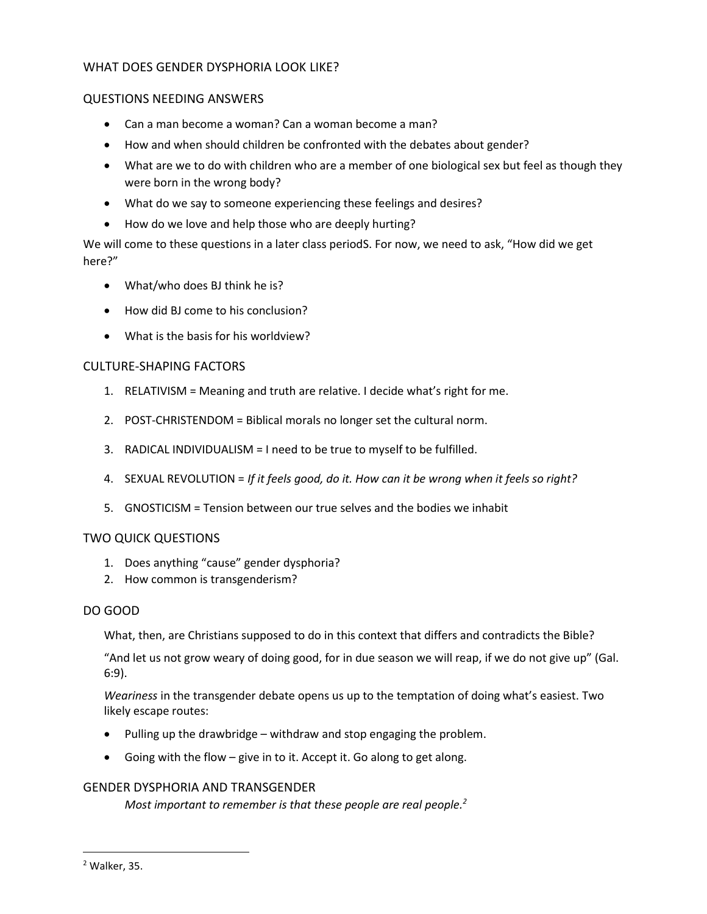## WHAT DOES GENDER DYSPHORIA LOOK LIKE?

## QUESTIONS NEEDING ANSWERS

- Can a man become a woman? Can a woman become a man?
- How and when should children be confronted with the debates about gender?
- What are we to do with children who are a member of one biological sex but feel as though they were born in the wrong body?
- What do we say to someone experiencing these feelings and desires?
- How do we love and help those who are deeply hurting?

We will come to these questions in a later class periodS. For now, we need to ask, "How did we get here?"

- What/who does BJ think he is?
- How did BJ come to his conclusion?
- What is the basis for his worldview?

## CULTURE-SHAPING FACTORS

1. RELATIVISM = Meaning and truth are relative. I decide what's right for me.
2. POST-CHRISTENDOM = Biblical morals no longer set the cultural norm.
3. RADICAL INDIVIDUALISM = I need to be true to myself to be fulfilled.
4. SEXUAL REVOLUTION = *If it feels good, do it. How can it be wrong when it feels so right?*
5. GNOSTICISM = Tension between our true selves and the bodies we inhabit

## TWO QUICK QUESTIONS

1. Does anything "cause" gender dysphoria?
2. How common is transgenderism?

## DO GOOD

What, then, are Christians supposed to do in this context that differs and contradicts the Bible?

"And let us not grow weary of doing good, for in due season we will reap, if we do not give up" (Gal. 6:9).

*Weariness* in the transgender debate opens us up to the temptation of doing what's easiest. Two likely escape routes:

- Pulling up the drawbridge – withdraw and stop engaging the problem.
- Going with the flow – give in to it. Accept it. Go along to get along.

## GENDER DYSPHORIA AND TRANSGENDER

*Most important to remember is that these people are real people.*[2]

[2] Walker, 35.